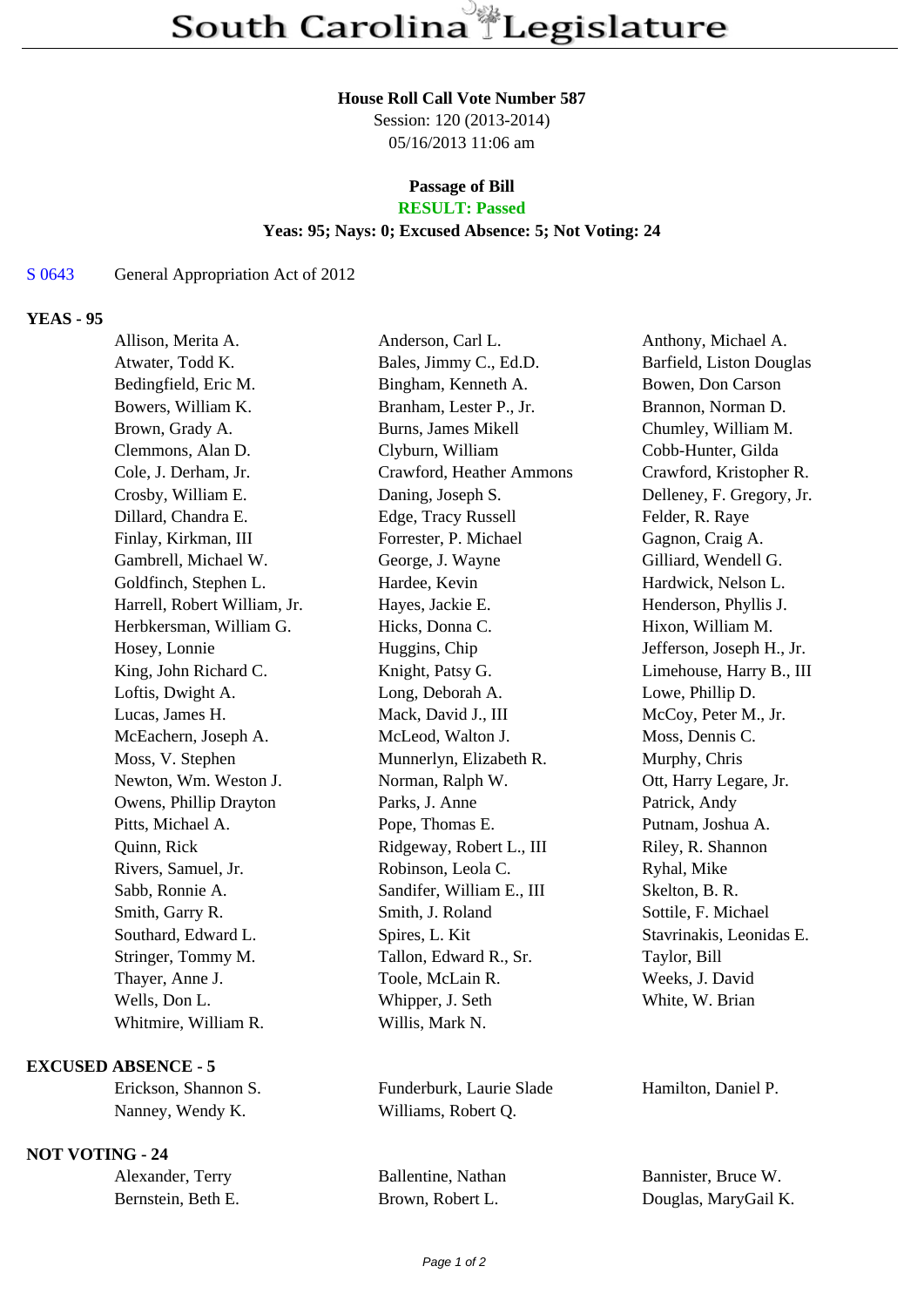# South Carolina Legislature

**House Roll Call Vote Number 587**
Session: 120 (2013-2014)
05/16/2013 11:06 am

**Passage of Bill**
**RESULT: Passed**
**Yeas: 95; Nays: 0; Excused Absence: 5; Not Voting: 24**

S 0643 General Appropriation Act of 2012

**YEAS - 95**

| | | |
|---|---|---|
| Allison, Merita A. | Anderson, Carl L. | Anthony, Michael A. |
| Atwater, Todd K. | Bales, Jimmy C., Ed.D. | Barfield, Liston Douglas |
| Bedingfield, Eric M. | Bingham, Kenneth A. | Bowen, Don Carson |
| Bowers, William K. | Branham, Lester P., Jr. | Brannon, Norman D. |
| Brown, Grady A. | Burns, James Mikell | Chumley, William M. |
| Clemmons, Alan D. | Clyburn, William | Cobb-Hunter, Gilda |
| Cole, J. Derham, Jr. | Crawford, Heather Ammons | Crawford, Kristopher R. |
| Crosby, William E. | Daning, Joseph S. | Delleney, F. Gregory, Jr. |
| Dillard, Chandra E. | Edge, Tracy Russell | Felder, R. Raye |
| Finlay, Kirkman, III | Forrester, P. Michael | Gagnon, Craig A. |
| Gambrell, Michael W. | George, J. Wayne | Gilliard, Wendell G. |
| Goldfinch, Stephen L. | Hardee, Kevin | Hardwick, Nelson L. |
| Harrell, Robert William, Jr. | Hayes, Jackie E. | Henderson, Phyllis J. |
| Herbkersman, William G. | Hicks, Donna C. | Hixon, William M. |
| Hosey, Lonnie | Huggins, Chip | Jefferson, Joseph H., Jr. |
| King, John Richard C. | Knight, Patsy G. | Limehouse, Harry B., III |
| Loftis, Dwight A. | Long, Deborah A. | Lowe, Phillip D. |
| Lucas, James H. | Mack, David J., III | McCoy, Peter M., Jr. |
| McEachern, Joseph A. | McLeod, Walton J. | Moss, Dennis C. |
| Moss, V. Stephen | Munnerlyn, Elizabeth R. | Murphy, Chris |
| Newton, Wm. Weston J. | Norman, Ralph W. | Ott, Harry Legare, Jr. |
| Owens, Phillip Drayton | Parks, J. Anne | Patrick, Andy |
| Pitts, Michael A. | Pope, Thomas E. | Putnam, Joshua A. |
| Quinn, Rick | Ridgeway, Robert L., III | Riley, R. Shannon |
| Rivers, Samuel, Jr. | Robinson, Leola C. | Ryhal, Mike |
| Sabb, Ronnie A. | Sandifer, William E., III | Skelton, B. R. |
| Smith, Garry R. | Smith, J. Roland | Sottile, F. Michael |
| Southard, Edward L. | Spires, L. Kit | Stavrinakis, Leonidas E. |
| Stringer, Tommy M. | Tallon, Edward R., Sr. | Taylor, Bill |
| Thayer, Anne J. | Toole, McLain R. | Weeks, J. David |
| Wells, Don L. | Whipper, J. Seth | White, W. Brian |
| Whitmire, William R. | Willis, Mark N. | |

**EXCUSED ABSENCE - 5**

| | | |
|---|---|---|
| Erickson, Shannon S. | Funderburk, Laurie Slade | Hamilton, Daniel P. |
| Nanney, Wendy K. | Williams, Robert Q. | |

**NOT VOTING - 24**

| | | |
|---|---|---|
| Alexander, Terry | Ballentine, Nathan | Bannister, Bruce W. |
| Bernstein, Beth E. | Brown, Robert L. | Douglas, MaryGail K. |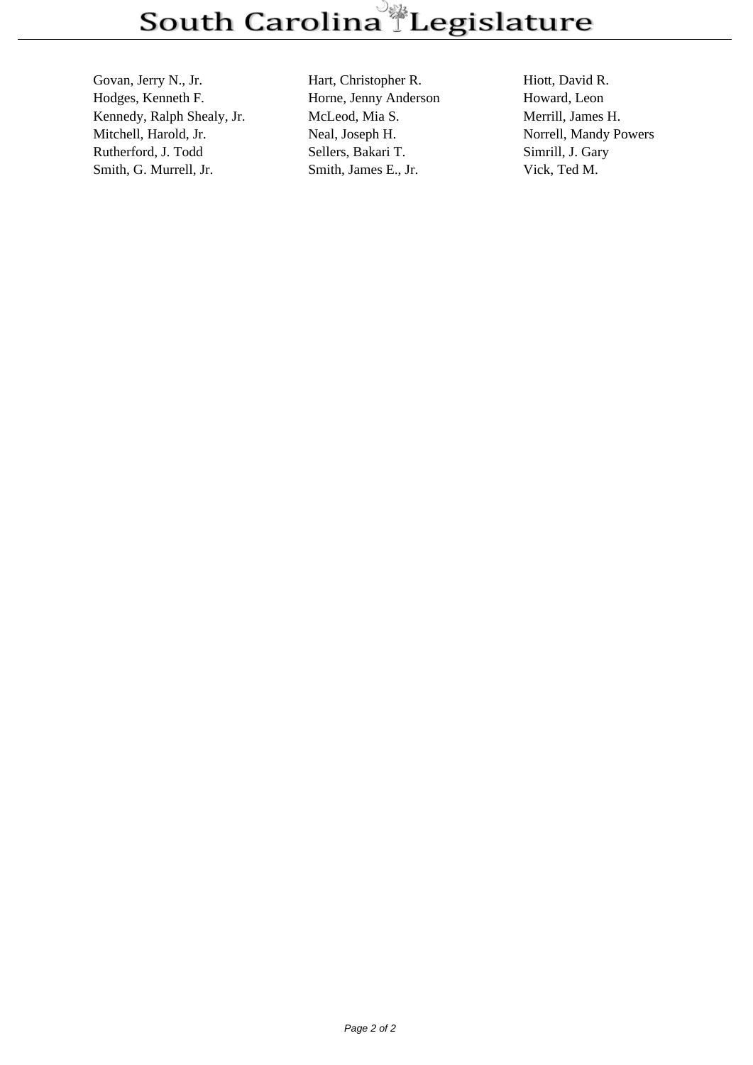| | | |
|---|---|---|
| Govan, Jerry N., Jr. | Hart, Christopher R. | Hiott, David R. |
| Hodges, Kenneth F. | Horne, Jenny Anderson | Howard, Leon |
| Kennedy, Ralph Shealy, Jr. | McLeod, Mia S. | Merrill, James H. |
| Mitchell, Harold, Jr. | Neal, Joseph H. | Norrell, Mandy Powers |
| Rutherford, J. Todd | Sellers, Bakari T. | Simrill, J. Gary |
| Smith, G. Murrell, Jr. | Smith, James E., Jr. | Vick, Ted M. |